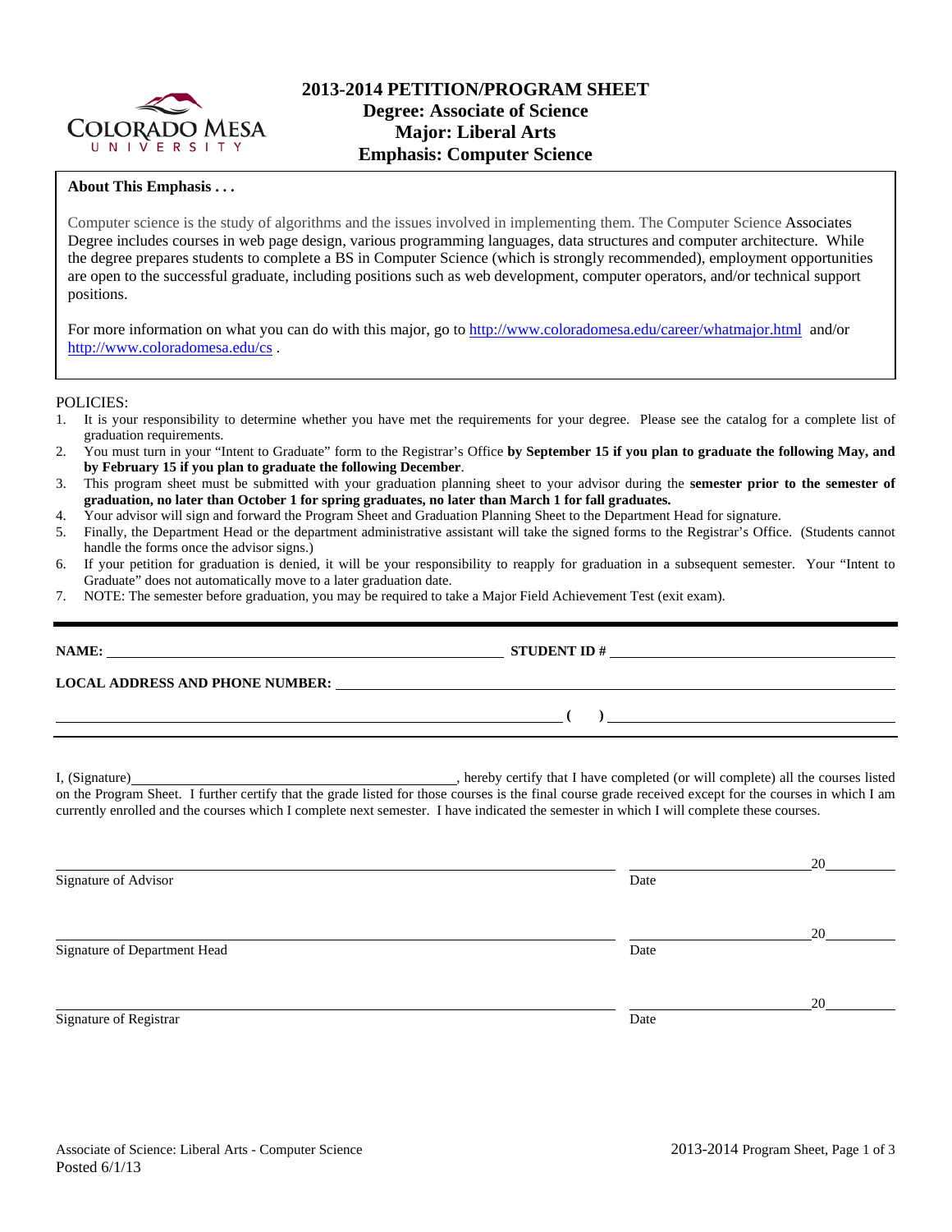# 2013-2014 PETITION/PROGRAM SHEET
## Degree: Associate of Science
## Major: Liberal Arts
## Emphasis: Computer Science

**About This Emphasis . . .**

Computer science is the study of algorithms and the issues involved in implementing them. The Computer Science Associates Degree includes courses in web page design, various programming languages, data structures and computer architecture. While the degree prepares students to complete a BS in Computer Science (which is strongly recommended), employment opportunities are open to the successful graduate, including positions such as web development, computer operators, and/or technical support positions.

For more information on what you can do with this major, go to http://www.coloradomesa.edu/career/whatmajor.html and/or http://www.coloradomesa.edu/cs .

POLICIES:

1. It is your responsibility to determine whether you have met the requirements for your degree. Please see the catalog for a complete list of graduation requirements.
2. You must turn in your "Intent to Graduate" form to the Registrar's Office **by September 15 if you plan to graduate the following May, and by February 15 if you plan to graduate the following December**.
3. This program sheet must be submitted with your graduation planning sheet to your advisor during the **semester prior to the semester of graduation, no later than October 1 for spring graduates, no later than March 1 for fall graduates.**
4. Your advisor will sign and forward the Program Sheet and Graduation Planning Sheet to the Department Head for signature.
5. Finally, the Department Head or the department administrative assistant will take the signed forms to the Registrar's Office. (Students cannot handle the forms once the advisor signs.)
6. If your petition for graduation is denied, it will be your responsibility to reapply for graduation in a subsequent semester. Your "Intent to Graduate" does not automatically move to a later graduation date.
7. NOTE: The semester before graduation, you may be required to take a Major Field Achievement Test (exit exam).

---

**NAME:** ______________________________ **STUDENT ID #** ______________________________

**LOCAL ADDRESS AND PHONE NUMBER:** ______________________________

______________________________ **(    )** ______________________________

---

I, (Signature)______________________________, hereby certify that I have completed (or will complete) all the courses listed on the Program Sheet. I further certify that the grade listed for those courses is the final course grade received except for the courses in which I am currently enrolled and the courses which I complete next semester. I have indicated the semester in which I will complete these courses.

______________________________ ______________________ 20______
Signature of Advisor Date

______________________________ ______________________ 20______
Signature of Department Head Date

______________________________ ______________________ 20______
Signature of Registrar Date

Associate of Science: Liberal Arts - Computer Science
Posted 6/1/13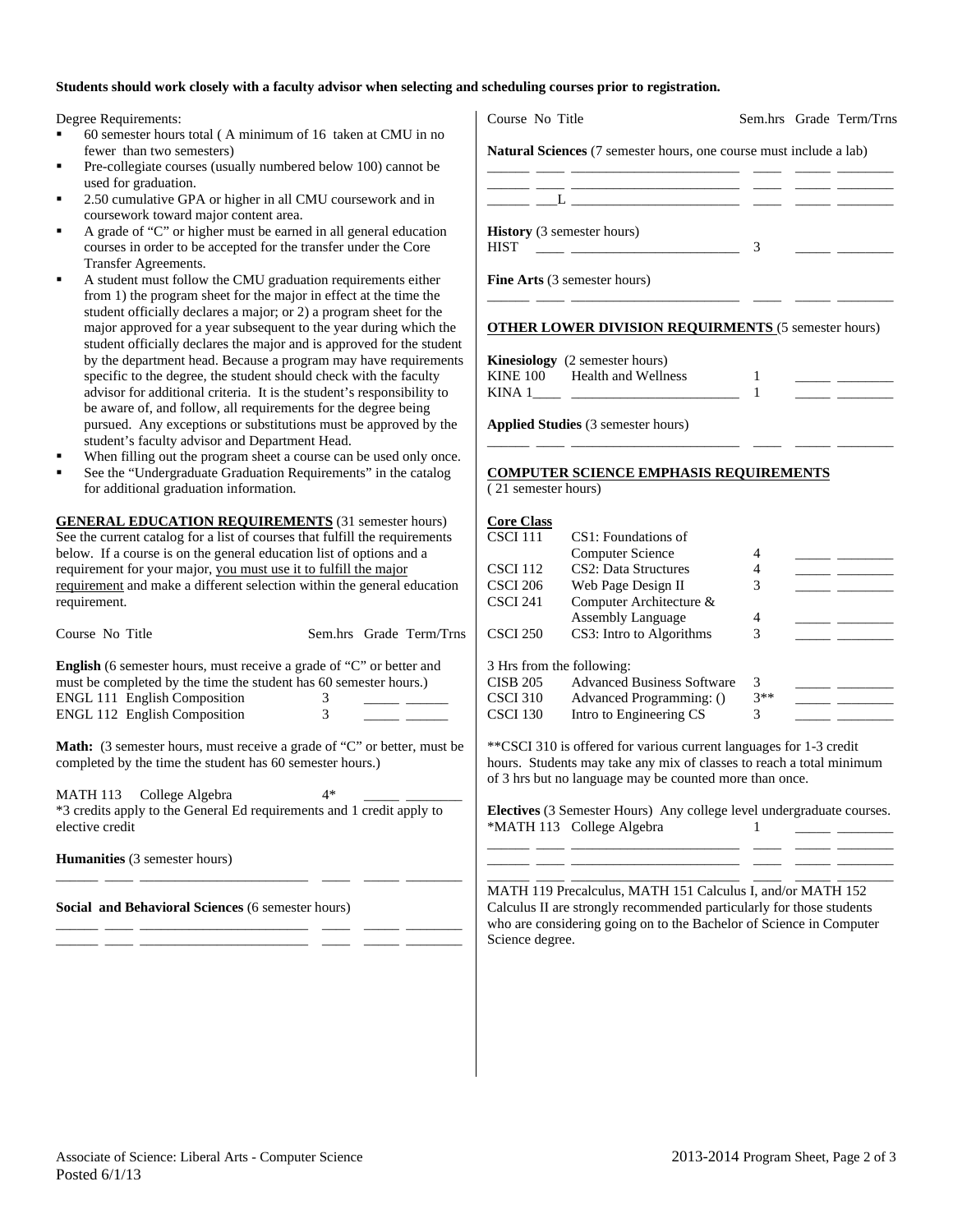**Students should work closely with a faculty advisor when selecting and scheduling courses prior to registration.**

Degree Requirements:

- 60 semester hours total ( A minimum of 16 taken at CMU in no fewer than two semesters)
- Pre-collegiate courses (usually numbered below 100) cannot be used for graduation.
- 2.50 cumulative GPA or higher in all CMU coursework and in coursework toward major content area.
- A grade of "C" or higher must be earned in all general education courses in order to be accepted for the transfer under the Core Transfer Agreements.
- A student must follow the CMU graduation requirements either from 1) the program sheet for the major in effect at the time the student officially declares a major; or 2) a program sheet for the major approved for a year subsequent to the year during which the student officially declares the major and is approved for the student by the department head. Because a program may have requirements specific to the degree, the student should check with the faculty advisor for additional criteria. It is the student's responsibility to be aware of, and follow, all requirements for the degree being pursued. Any exceptions or substitutions must be approved by the student's faculty advisor and Department Head.
- When filling out the program sheet a course can be used only once.
- See the "Undergraduate Graduation Requirements" in the catalog for additional graduation information.

**GENERAL EDUCATION REQUIREMENTS** (31 semester hours) See the current catalog for a list of courses that fulfill the requirements below. If a course is on the general education list of options and a requirement for your major, you must use it to fulfill the major requirement and make a different selection within the general education requirement.

| Course No | Title | Sem.hrs | Grade | Term/Trns |
|---|---|---|---|---|

**English** (6 semester hours, must receive a grade of "C" or better and must be completed by the time the student has 60 semester hours.)

| Course No | Title | Sem.hrs | Grade | Term/Trns |
|---|---|---|---|---|
| ENGL 111 | English Composition | 3 | _____ | ______ |
| ENGL 112 | English Composition | 3 | _____ | ______ |

**Math:** (3 semester hours, must receive a grade of "C" or better, must be completed by the time the student has 60 semester hours.)

| Course No | Title | Sem.hrs | Grade | Term/Trns |
|---|---|---|---|---|
| MATH 113 | College Algebra | 4* | _____ | ________ |

*3 credits apply to the General Ed requirements and 1 credit apply to elective credit

**Humanities** (3 semester hours)

______ ____ ______________________ ____ _____ ________

**Social and Behavioral Sciences** (6 semester hours)

______ ____ ______________________ ____ _____ ________
______ ____ ______________________ ____ _____ ________

| Course No | Title | Sem.hrs | Grade | Term/Trns |
|---|---|---|---|---|

**Natural Sciences** (7 semester hours, one course must include a lab)

______ ____ ______________________ ____ _____ ________
______ ___L ______________________ ____ _____ ________

**History** (3 semester hours)

| Course No | Title | Sem.hrs | Grade | Term/Trns |
|---|---|---|---|---|
| HIST ____ | ______________________ | 3 | _____ | ________ |

**Fine Arts** (3 semester hours)

______ ____ ______________________ ____ _____ ________

**OTHER LOWER DIVISION REQUIRMENTS** (5 semester hours)

**Kinesiology** (2 semester hours)

| Course No | Title | Sem.hrs | Grade | Term/Trns |
|---|---|---|---|---|
| KINE 100 | Health and Wellness | 1 | _____ | ________ |
| KINA 1____ | ______________________ | 1 | _____ | ________ |

**Applied Studies** (3 semester hours)

______ ____ ______________________ ____ _____ ________

**COMPUTER SCIENCE EMPHASIS REQUIREMENTS**
( 21 semester hours)

**Core Class**

| Course No | Title | Sem.hrs | Grade | Term/Trns |
|---|---|---|---|---|
| CSCI 111 | CS1: Foundations of Computer Science | 4 | _____ | ________ |
| CSCI 112 | CS2: Data Structures | 4 | _____ | ________ |
| CSCI 206 | Web Page Design II | 3 | _____ | ________ |
| CSCI 241 | Computer Architecture & Assembly Language | 4 | _____ | ________ |
| CSCI 250 | CS3: Intro to Algorithms | 3 | _____ | ________ |

3 Hrs from the following:

| Course No | Title | Sem.hrs | Grade | Term/Trns |
|---|---|---|---|---|
| CISB 205 | Advanced Business Software | 3 | _____ | ________ |
| CSCI 310 | Advanced Programming: () | 3** | _____ | ________ |
| CSCI 130 | Intro to Engineering CS | 3 | _____ | ________ |

**CSCI 310 is offered for various current languages for 1-3 credit hours. Students may take any mix of classes to reach a total minimum of 3 hrs but no language may be counted more than once.

**Electives** (3 Semester Hours) Any college level undergraduate courses.

| Course No | Title | Sem.hrs | Grade | Term/Trns |
|---|---|---|---|---|
| *MATH 113 | College Algebra | 1 | _____ | ________ |
| ______ ____ | ______________________ | ____ | _____ | ________ |
| ______ ____ | ______________________ | ____ | _____ | ________ |
| ______ ____ | ______________________ | ____ | _____ | ________ |

MATH 119 Precalculus, MATH 151 Calculus I, and/or MATH 152 Calculus II are strongly recommended particularly for those students who are considering going on to the Bachelor of Science in Computer Science degree.

Associate of Science: Liberal Arts - Computer Science
Posted 6/1/13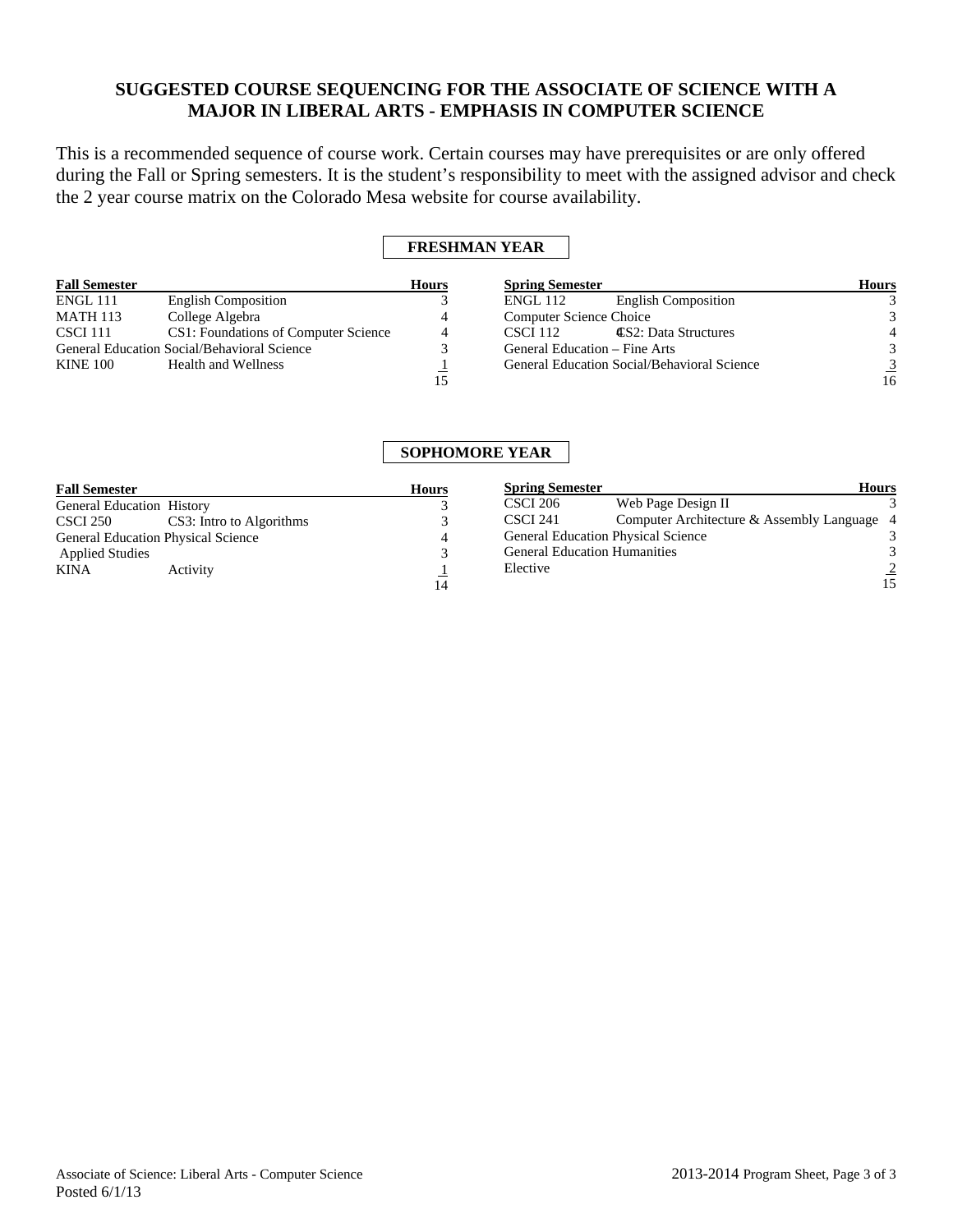## SUGGESTED COURSE SEQUENCING FOR THE ASSOCIATE OF SCIENCE WITH A MAJOR IN LIBERAL ARTS - EMPHASIS IN COMPUTER SCIENCE

This is a recommended sequence of course work. Certain courses may have prerequisites or are only offered during the Fall or Spring semesters. It is the student's responsibility to meet with the assigned advisor and check the 2 year course matrix on the Colorado Mesa website for course availability.

### FRESHMAN YEAR

| Fall Semester | | Hours |
|---|---|---|
| ENGL 111 | English Composition | 3 |
| MATH 113 | College Algebra | 4 |
| CSCI 111 | CS1: Foundations of Computer Science | 4 |
| General Education Social/Behavioral Science | | 3 |
| KINE 100 | Health and Wellness | 1 |
| | | 15 |

| Spring Semester | | Hours |
|---|---|---|
| ENGL 112 | English Composition | 3 |
| Computer Science Choice | | 3 |
| CSCI 112 | CS2: Data Structures | 4 |
| General Education – Fine Arts | | 3 |
| General Education Social/Behavioral Science | | 3 |
| | | 16 |

### SOPHOMORE YEAR

| Fall Semester | | Hours |
|---|---|---|
| General Education History | | 3 |
| CSCI 250 | CS3: Intro to Algorithms | 3 |
| General Education Physical Science | | 4 |
| Applied Studies | | 3 |
| KINA | Activity | 1 |
| | | 14 |

| Spring Semester | | Hours |
|---|---|---|
| CSCI 206 | Web Page Design II | 3 |
| CSCI 241 | Computer Architecture & Assembly Language | 4 |
| General Education Physical Science | | 3 |
| General Education Humanities | | 3 |
| Elective | | 2 |
| | | 15 |

Associate of Science: Liberal Arts - Computer Science
Posted 6/1/13